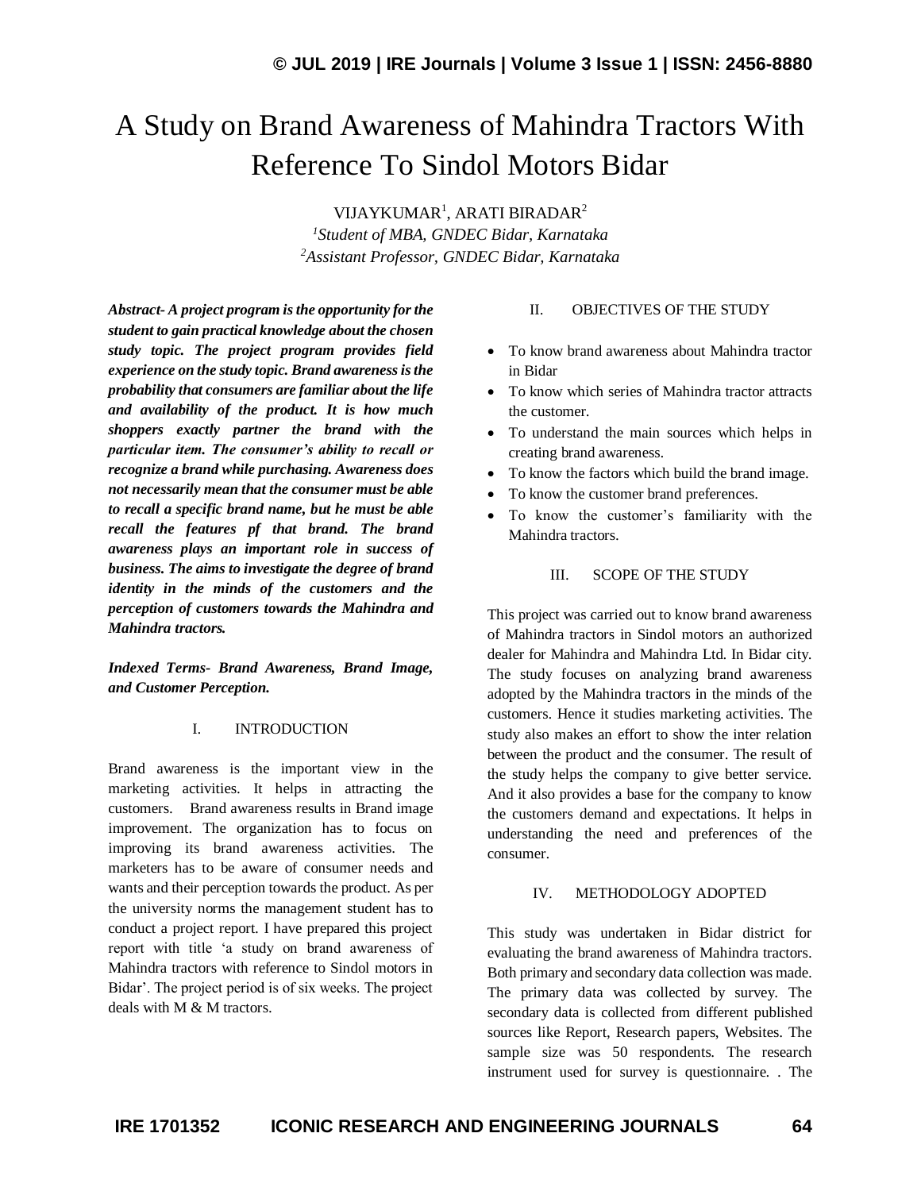# A Study on Brand Awareness of Mahindra Tractors With Reference To Sindol Motors Bidar

VIJAYKUMAR[1], ARATI BIRADAR[2]

[1]*Student of MBA, GNDEC Bidar, Karnataka*
[2]*Assistant Professor, GNDEC Bidar, Karnataka*

***Abstract- A project program is the opportunity for the student to gain practical knowledge about the chosen study topic. The project program provides field experience on the study topic. Brand awareness is the probability that consumers are familiar about the life and availability of the product. It is how much shoppers exactly partner the brand with the particular item. The consumer's ability to recall or recognize a brand while purchasing. Awareness does not necessarily mean that the consumer must be able to recall a specific brand name, but he must be able recall the features pf that brand. The brand awareness plays an important role in success of business. The aims to investigate the degree of brand identity in the minds of the customers and the perception of customers towards the Mahindra and Mahindra tractors.***

***Indexed Terms- Brand Awareness, Brand Image, and Customer Perception.***

## I. INTRODUCTION

Brand awareness is the important view in the marketing activities. It helps in attracting the customers. Brand awareness results in Brand image improvement. The organization has to focus on improving its brand awareness activities. The marketers has to be aware of consumer needs and wants and their perception towards the product. As per the university norms the management student has to conduct a project report. I have prepared this project report with title 'a study on brand awareness of Mahindra tractors with reference to Sindol motors in Bidar'. The project period is of six weeks. The project deals with M & M tractors.

## II. OBJECTIVES OF THE STUDY

- To know brand awareness about Mahindra tractor in Bidar
- To know which series of Mahindra tractor attracts the customer.
- To understand the main sources which helps in creating brand awareness.
- To know the factors which build the brand image.
- To know the customer brand preferences.
- To know the customer's familiarity with the Mahindra tractors.

## III. SCOPE OF THE STUDY

This project was carried out to know brand awareness of Mahindra tractors in Sindol motors an authorized dealer for Mahindra and Mahindra Ltd. In Bidar city. The study focuses on analyzing brand awareness adopted by the Mahindra tractors in the minds of the customers. Hence it studies marketing activities. The study also makes an effort to show the inter relation between the product and the consumer. The result of the study helps the company to give better service. And it also provides a base for the company to know the customers demand and expectations. It helps in understanding the need and preferences of the consumer.

## IV. METHODOLOGY ADOPTED

This study was undertaken in Bidar district for evaluating the brand awareness of Mahindra tractors. Both primary and secondary data collection was made. The primary data was collected by survey. The secondary data is collected from different published sources like Report, Research papers, Websites. The sample size was 50 respondents. The research instrument used for survey is questionnaire. . The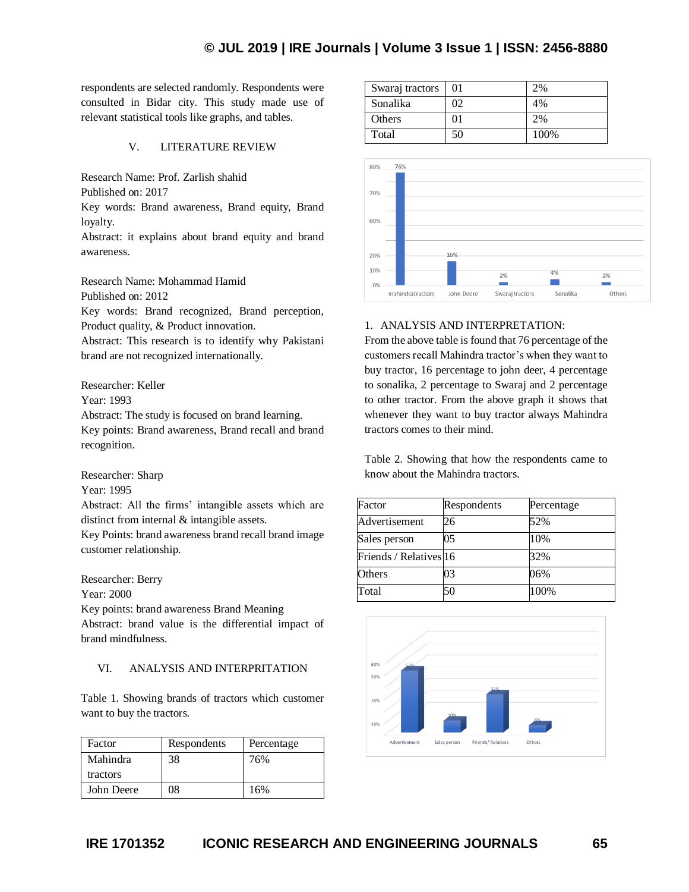respondents are selected randomly. Respondents were consulted in Bidar city. This study made use of relevant statistical tools like graphs, and tables.

## V. LITERATURE REVIEW

Research Name: Prof. Zarlish shahid
Published on: 2017
Key words: Brand awareness, Brand equity, Brand loyalty.
Abstract: it explains about brand equity and brand awareness.

Research Name: Mohammad Hamid
Published on: 2012
Key words: Brand recognized, Brand perception, Product quality, & Product innovation.
Abstract: This research is to identify why Pakistani brand are not recognized internationally.

Researcher: Keller
Year: 1993
Abstract: The study is focused on brand learning.
Key points: Brand awareness, Brand recall and brand recognition.

Researcher: Sharp
Year: 1995
Abstract: All the firms' intangible assets which are distinct from internal & intangible assets.
Key Points: brand awareness brand recall brand image customer relationship.

Researcher: Berry
Year: 2000
Key points: brand awareness Brand Meaning
Abstract: brand value is the differential impact of brand mindfulness.

## VI. ANALYSIS AND INTERPRITATION

Table 1. Showing brands of tractors which customer want to buy the tractors.

| Factor | Respondents | Percentage |
|---|---|---|
| Mahindra tractors | 38 | 76% |
| John Deere | 08 | 16% |
| Swaraj tractors | 01 | 2% |
| Sonalika | 02 | 4% |
| Others | 01 | 2% |
| Total | 50 | 100% |

1. ANALYSIS AND INTERPRETATION:
From the above table is found that 76 percentage of the customers recall Mahindra tractor's when they want to buy tractor, 16 percentage to john deer, 4 percentage to sonalika, 2 percentage to Swaraj and 2 percentage to other tractor. From the above graph it shows that whenever they want to buy tractor always Mahindra tractors comes to their mind.

Table 2. Showing that how the respondents came to know about the Mahindra tractors.

| Factor | Respondents | Percentage |
|---|---|---|
| Advertisement | 26 | 52% |
| Sales person | 05 | 10% |
| Friends / Relatives | 16 | 32% |
| Others | 03 | 06% |
| Total | 50 | 100% |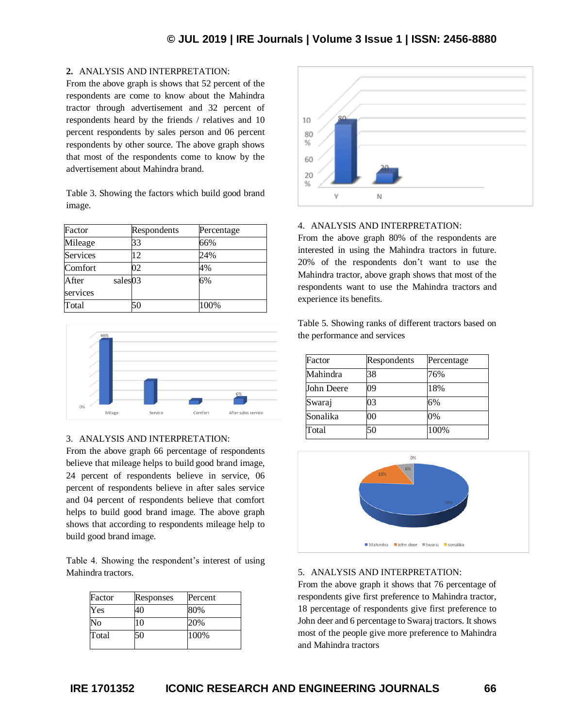2. ANALYSIS AND INTERPRETATION:

From the above graph is shows that 52 percent of the respondents are come to know about the Mahindra tractor through advertisement and 32 percent of respondents heard by the friends / relatives and 10 percent respondents by sales person and 06 percent respondents by other source. The above graph shows that most of the respondents come to know by the advertisement about Mahindra brand.

Table 3. Showing the factors which build good brand image.

| Factor | Respondents | Percentage |
|---|---|---|
| Mileage | 33 | 66% |
| Services | 12 | 24% |
| Comfort | 02 | 4% |
| After sales services | 03 | 6% |
| Total | 50 | 100% |

3. ANALYSIS AND INTERPRETATION:

From the above graph 66 percentage of respondents believe that mileage helps to build good brand image, 24 percent of respondents believe in service, 06 percent of respondents believe in after sales service and 04 percent of respondents believe that comfort helps to build good brand image. The above graph shows that according to respondents mileage help to build good brand image.

Table 4. Showing the respondent's interest of using Mahindra tractors.

| Factor | Responses | Percent |
|---|---|---|
| Yes | 40 | 80% |
| No | 10 | 20% |
| Total | 50 | 100% |

4. ANALYSIS AND INTERPRETATION:

From the above graph 80% of the respondents are interested in using the Mahindra tractors in future. 20% of the respondents don't want to use the Mahindra tractor, above graph shows that most of the respondents want to use the Mahindra tractors and experience its benefits.

Table 5. Showing ranks of different tractors based on the performance and services

| Factor | Respondents | Percentage |
|---|---|---|
| Mahindra | 38 | 76% |
| John Deere | 09 | 18% |
| Swaraj | 03 | 6% |
| Sonalika | 00 | 0% |
| Total | 50 | 100% |

5. ANALYSIS AND INTERPRETATION:

From the above graph it shows that 76 percentage of respondents give first preference to Mahindra tractor, 18 percentage of respondents give first preference to John deer and 6 percentage to Swaraj tractors. It shows most of the people give more preference to Mahindra and Mahindra tractors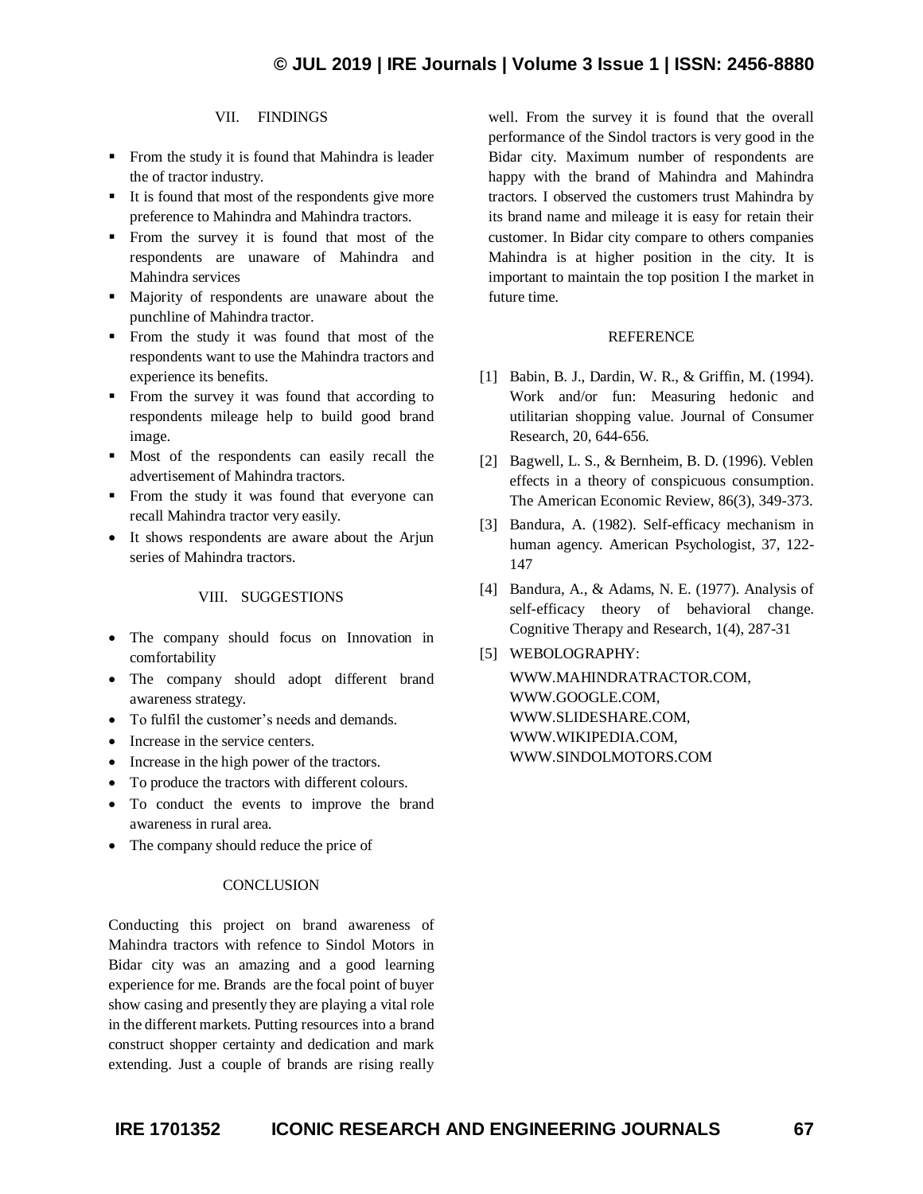## VII. FINDINGS

- From the study it is found that Mahindra is leader the of tractor industry.
- It is found that most of the respondents give more preference to Mahindra and Mahindra tractors.
- From the survey it is found that most of the respondents are unaware of Mahindra and Mahindra services
- Majority of respondents are unaware about the punchline of Mahindra tractor.
- From the study it was found that most of the respondents want to use the Mahindra tractors and experience its benefits.
- From the survey it was found that according to respondents mileage help to build good brand image.
- Most of the respondents can easily recall the advertisement of Mahindra tractors.
- From the study it was found that everyone can recall Mahindra tractor very easily.
- It shows respondents are aware about the Arjun series of Mahindra tractors.

## VIII. SUGGESTIONS

- The company should focus on Innovation in comfortability
- The company should adopt different brand awareness strategy.
- To fulfil the customer's needs and demands.
- Increase in the service centers.
- Increase in the high power of the tractors.
- To produce the tractors with different colours.
- To conduct the events to improve the brand awareness in rural area.
- The company should reduce the price of

## CONCLUSION

Conducting this project on brand awareness of Mahindra tractors with refence to Sindol Motors in Bidar city was an amazing and a good learning experience for me. Brands are the focal point of buyer show casing and presently they are playing a vital role in the different markets. Putting resources into a brand construct shopper certainty and dedication and mark extending. Just a couple of brands are rising really well. From the survey it is found that the overall performance of the Sindol tractors is very good in the Bidar city. Maximum number of respondents are happy with the brand of Mahindra and Mahindra tractors. I observed the customers trust Mahindra by its brand name and mileage it is easy for retain their customer. In Bidar city compare to others companies Mahindra is at higher position in the city. It is important to maintain the top position I the market in future time.

## REFERENCE

[1] Babin, B. J., Dardin, W. R., & Griffin, M. (1994). Work and/or fun: Measuring hedonic and utilitarian shopping value. Journal of Consumer Research, 20, 644-656.

[2] Bagwell, L. S., & Bernheim, B. D. (1996). Veblen effects in a theory of conspicuous consumption. The American Economic Review, 86(3), 349-373.

[3] Bandura, A. (1982). Self-efficacy mechanism in human agency. American Psychologist, 37, 122-147

[4] Bandura, A., & Adams, N. E. (1977). Analysis of self-efficacy theory of behavioral change. Cognitive Therapy and Research, 1(4), 287-31

[5] WEBOLOGRAPHY:
WWW.MAHINDRATRACTOR.COM,
WWW.GOOGLE.COM,
WWW.SLIDESHARE.COM,
WWW.WIKIPEDIA.COM,
WWW.SINDOLMOTORS.COM